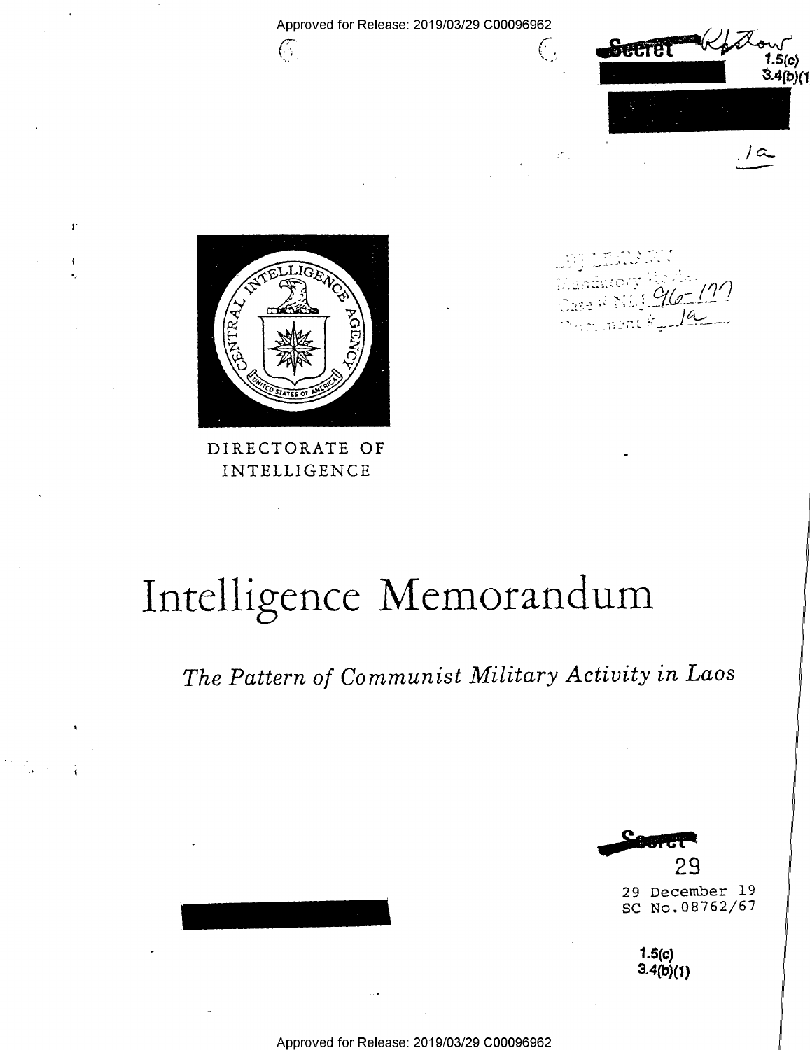Approved for Release: 2019/03/29 C00096962

Secret

1.5(c)
3.4(b)(1)

1a

DIRECTORATE OF INTELLIGENCE

# Intelligence Memorandum

*The Pattern of Communist Military Activity in Laos*

Secret

29

29 December 19
SC No.08762/67

1.5(c)
3.4(b)(1)

Approved for Release: 2019/03/29 C00096962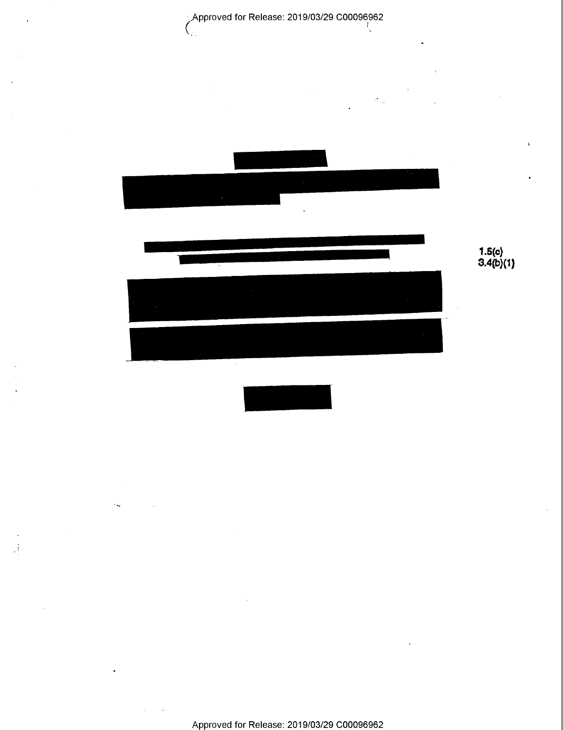1.5(c)
3.4(b)(1)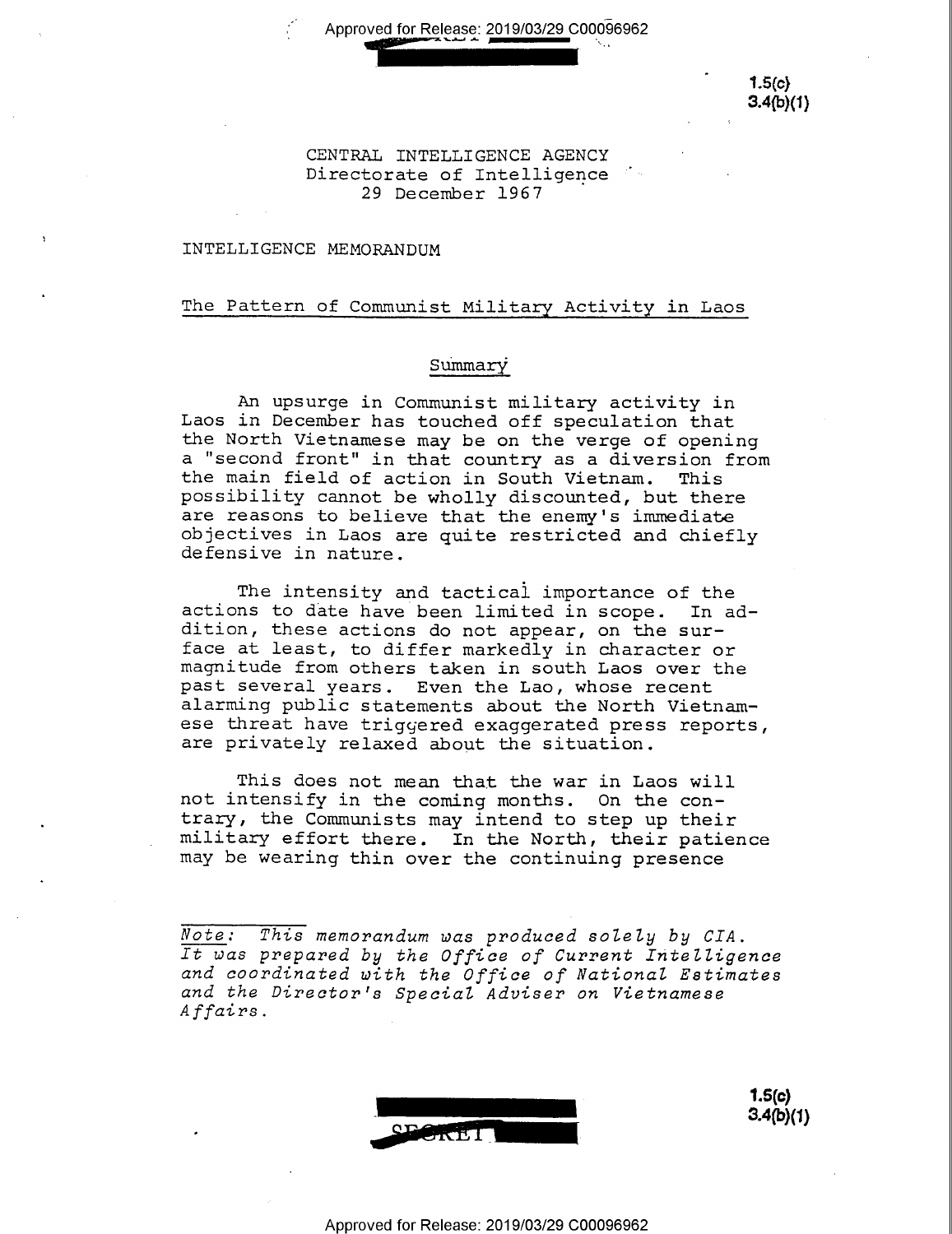1.5(c)
3.4(b)(1)

CENTRAL INTELLIGENCE AGENCY
Directorate of Intelligence
29 December 1967

INTELLIGENCE MEMORANDUM

## The Pattern of Communist Military Activity in Laos

### Summary

An upsurge in Communist military activity in Laos in December has touched off speculation that the North Vietnamese may be on the verge of opening a "second front" in that country as a diversion from the main field of action in South Vietnam. This possibility cannot be wholly discounted, but there are reasons to believe that the enemy's immediate objectives in Laos are quite restricted and chiefly defensive in nature.

The intensity and tactical importance of the actions to date have been limited in scope. In addition, these actions do not appear, on the surface at least, to differ markedly in character or magnitude from others taken in south Laos over the past several years. Even the Lao, whose recent alarming public statements about the North Vietnamese threat have triggered exaggerated press reports, are privately relaxed about the situation.

This does not mean that the war in Laos will not intensify in the coming months. On the contrary, the Communists may intend to step up their military effort there. In the North, their patience may be wearing thin over the continuing presence

*Note: This memorandum was produced solely by CIA. It was prepared by the Office of Current Intelligence and coordinated with the Office of National Estimates and the Director's Special Adviser on Vietnamese Affairs.*

SECRET

1.5(c)
3.4(b)(1)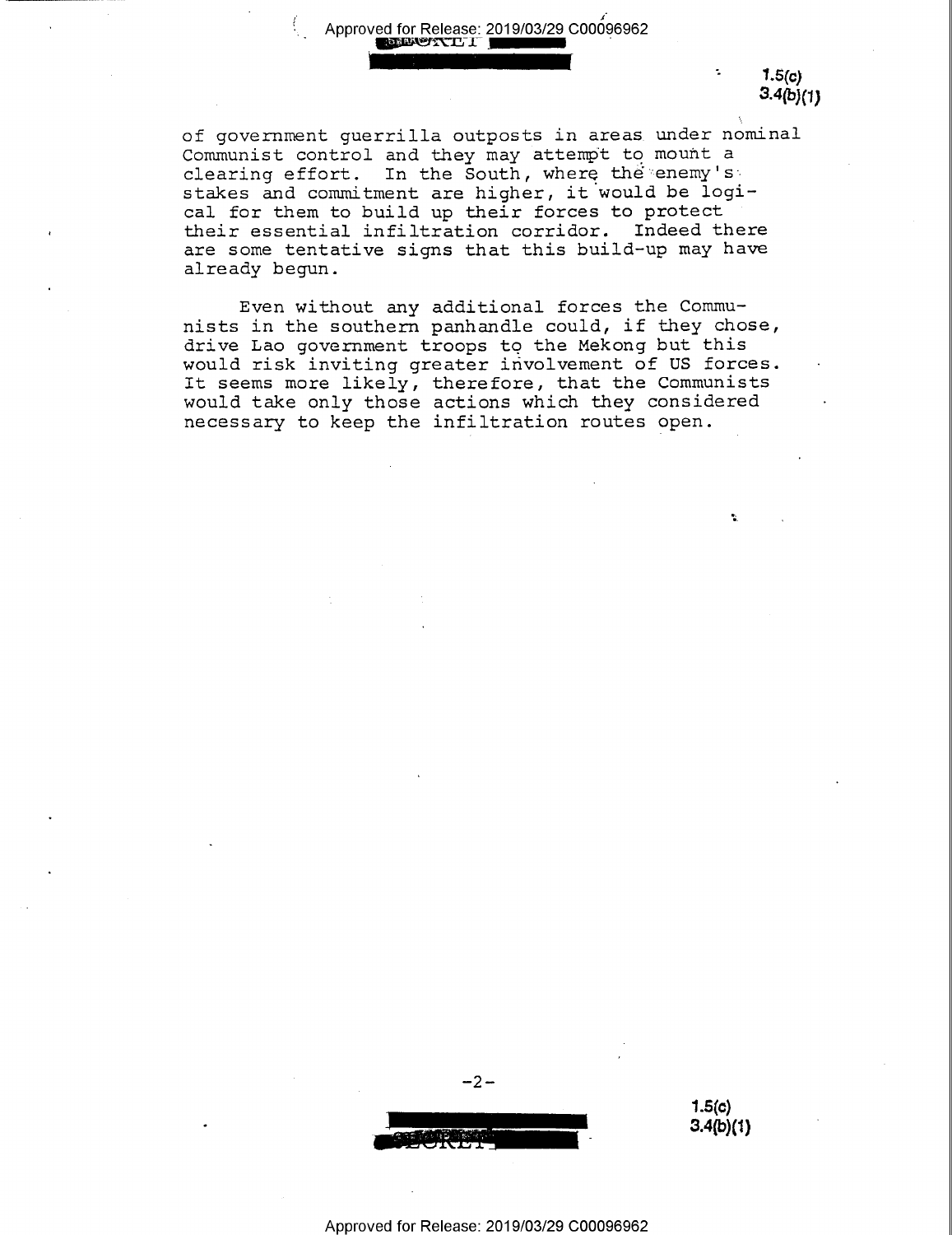of government guerrilla outposts in areas under nominal Communist control and they may attempt to mount a clearing effort. In the South, where the enemy's stakes and commitment are higher, it would be logical for them to build up their forces to protect their essential infiltration corridor. Indeed there are some tentative signs that this build-up may have already begun.

Even without any additional forces the Communists in the southern panhandle could, if they chose, drive Lao government troops to the Mekong but this would risk inviting greater involvement of US forces. It seems more likely, therefore, that the Communists would take only those actions which they considered necessary to keep the infiltration routes open.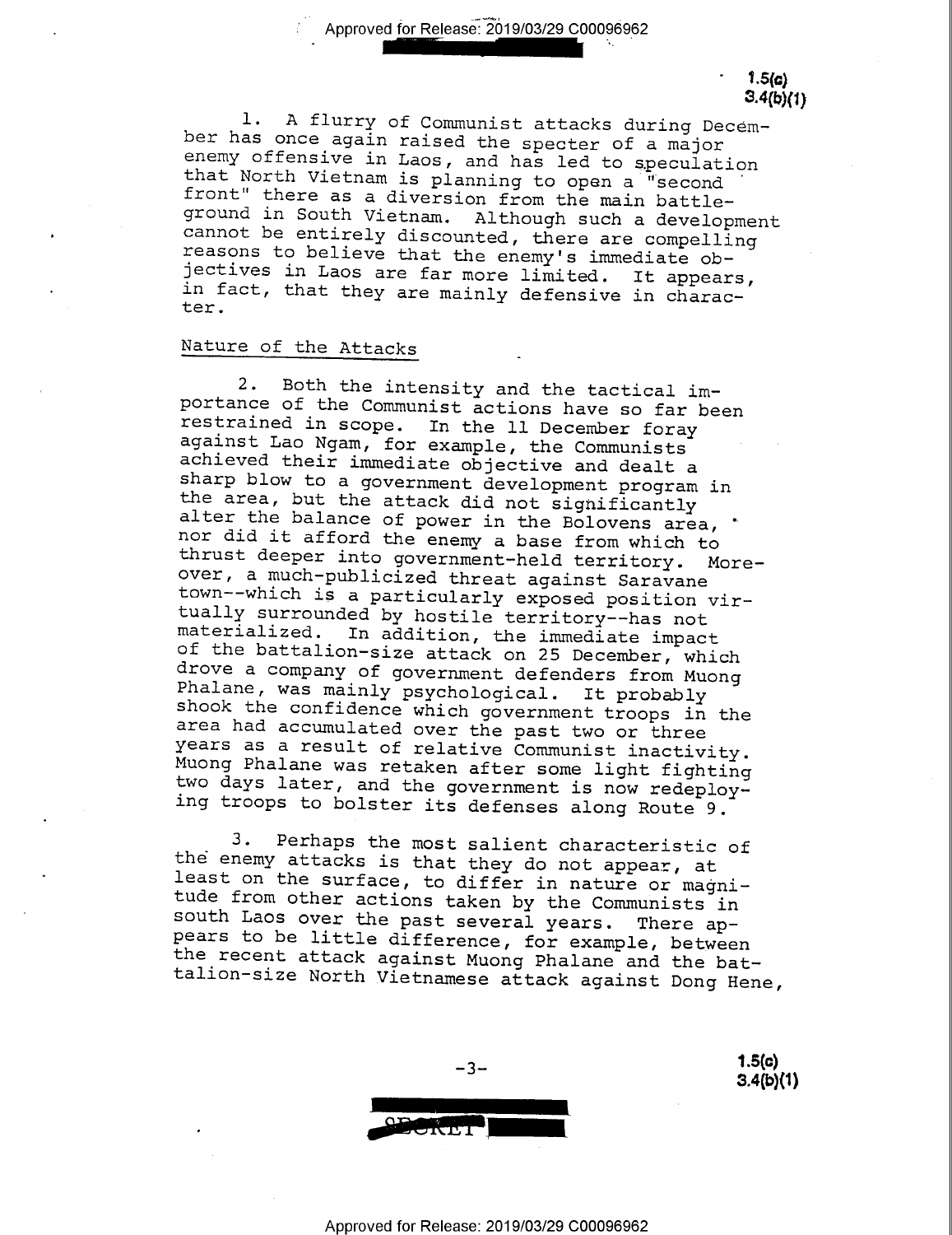1. A flurry of Communist attacks during December has once again raised the specter of a major enemy offensive in Laos, and has led to speculation that North Vietnam is planning to open a "second front" there as a diversion from the main battleground in South Vietnam. Although such a development cannot be entirely discounted, there are compelling reasons to believe that the enemy's immediate objectives in Laos are far more limited. It appears, in fact, that they are mainly defensive in character.

## Nature of the Attacks

2. Both the intensity and the tactical importance of the Communist actions have so far been restrained in scope. In the 11 December foray against Lao Ngam, for example, the Communists achieved their immediate objective and dealt a sharp blow to a government development program in the area, but the attack did not significantly alter the balance of power in the Bolovens area, nor did it afford the enemy a base from which to thrust deeper into government-held territory. Moreover, a much-publicized threat against Saravane town--which is a particularly exposed position virtually surrounded by hostile territory--has not materialized. In addition, the immediate impact of the battalion-size attack on 25 December, which drove a company of government defenders from Muong Phalane, was mainly psychological. It probably shook the confidence which government troops in the area had accumulated over the past two or three years as a result of relative Communist inactivity. Muong Phalane was retaken after some light fighting two days later, and the government is now redeploying troops to bolster its defenses along Route 9.

3. Perhaps the most salient characteristic of the enemy attacks is that they do not appear, at least on the surface, to differ in nature or magnitude from other actions taken by the Communists in south Laos over the past several years. There appears to be little difference, for example, between the recent attack against Muong Phalane and the battalion-size North Vietnamese attack against Dong Hene,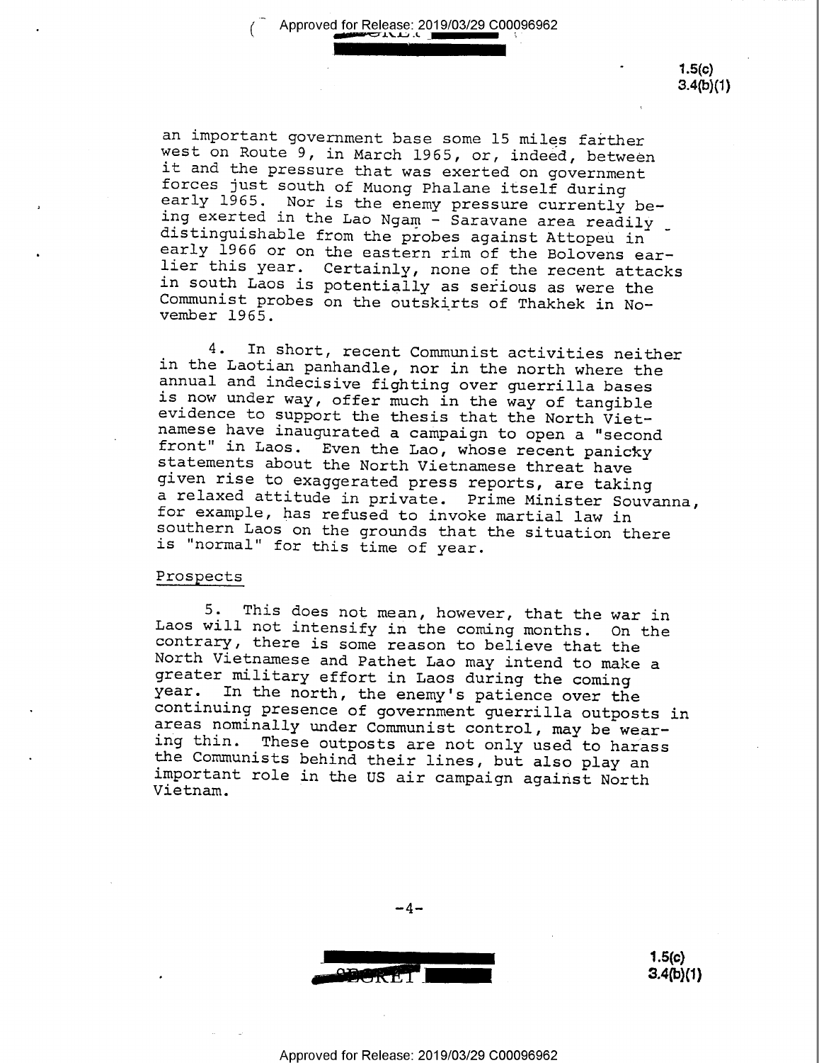an important government base some 15 miles farther west on Route 9, in March 1965, or, indeed, between it and the pressure that was exerted on government forces just south of Muong Phalane itself during early 1965. Nor is the enemy pressure currently being exerted in the Lao Ngam - Saravane area readily distinguishable from the probes against Attopeu in early 1966 or on the eastern rim of the Bolovens earlier this year. Certainly, none of the recent attacks in south Laos is potentially as serious as were the Communist probes on the outskirts of Thakhek in November 1965.

4. In short, recent Communist activities neither in the Laotian panhandle, nor in the north where the annual and indecisive fighting over guerrilla bases is now under way, offer much in the way of tangible evidence to support the thesis that the North Vietnamese have inaugurated a campaign to open a "second front" in Laos. Even the Lao, whose recent panicky statements about the North Vietnamese threat have given rise to exaggerated press reports, are taking a relaxed attitude in private. Prime Minister Souvanna, for example, has refused to invoke martial law in southern Laos on the grounds that the situation there is "normal" for this time of year.

Prospects

5. This does not mean, however, that the war in Laos will not intensify in the coming months. On the contrary, there is some reason to believe that the North Vietnamese and Pathet Lao may intend to make a greater military effort in Laos during the coming year. In the north, the enemy's patience over the continuing presence of government guerrilla outposts in areas nominally under Communist control, may be wearing thin. These outposts are not only used to harass the Communists behind their lines, but also play an important role in the US air campaign against North Vietnam.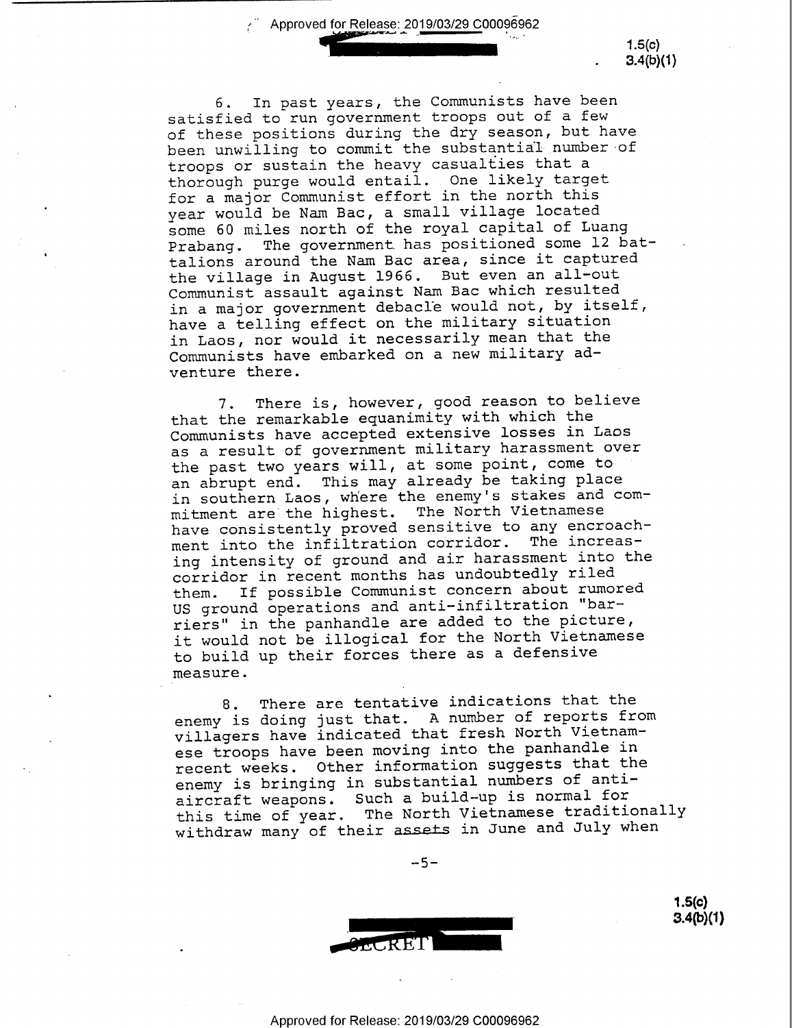6. In past years, the Communists have been satisfied to run government troops out of a few of these positions during the dry season, but have been unwilling to commit the substantial number of troops or sustain the heavy casualties that a thorough purge would entail. One likely target for a major Communist effort in the north this year would be Nam Bac, a small village located some 60 miles north of the royal capital of Luang Prabang. The government has positioned some 12 battalions around the Nam Bac area, since it captured the village in August 1966. But even an all-out Communist assault against Nam Bac which resulted in a major government debacle would not, by itself, have a telling effect on the military situation in Laos, nor would it necessarily mean that the Communists have embarked on a new military adventure there.

7. There is, however, good reason to believe that the remarkable equanimity with which the Communists have accepted extensive losses in Laos as a result of government military harassment over the past two years will, at some point, come to an abrupt end. This may already be taking place in southern Laos, where the enemy's stakes and commitment are the highest. The North Vietnamese have consistently proved sensitive to any encroachment into the infiltration corridor. The increasing intensity of ground and air harassment into the corridor in recent months has undoubtedly riled them. If possible Communist concern about rumored US ground operations and anti-infiltration "barriers" in the panhandle are added to the picture, it would not be illogical for the North Vietnamese to build up their forces there as a defensive measure.

8. There are tentative indications that the enemy is doing just that. A number of reports from villagers have indicated that fresh North Vietnamese troops have been moving into the panhandle in recent weeks. Other information suggests that the enemy is bringing in substantial numbers of anti-aircraft weapons. Such a build-up is normal for this time of year. The North Vietnamese traditionally withdraw many of their assets in June and July when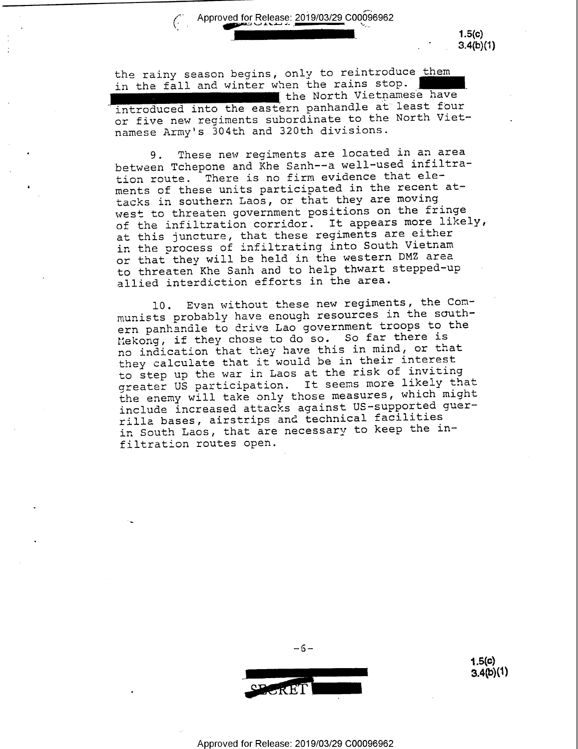the rainy season begins, only to reintroduce them in the fall and winter when the rains stop. [redacted] the North Vietnamese have introduced into the eastern panhandle at least four or five new regiments subordinate to the North Vietnamese Army's 304th and 320th divisions.

9. These new regiments are located in an area between Tchepone and Khe Sanh--a well-used infiltration route. There is no firm evidence that elements of these units participated in the recent attacks in southern Laos, or that they are moving west to threaten government positions on the fringe of the infiltration corridor. It appears more likely, at this juncture, that these regiments are either in the process of infiltrating into South Vietnam or that they will be held in the western DMZ area to threaten Khe Sanh and to help thwart stepped-up allied interdiction efforts in the area.

10. Even without these new regiments, the Communists probably have enough resources in the southern panhandle to drive Lao government troops to the Mekong, if they chose to do so. So far there is no indication that they have this in mind, or that they calculate that it would be in their interest to step up the war in Laos at the risk of inviting greater US participation. It seems more likely that the enemy will take only those measures, which might include increased attacks against US-supported guerrilla bases, airstrips and technical facilities in South Laos, that are necessary to keep the infiltration routes open.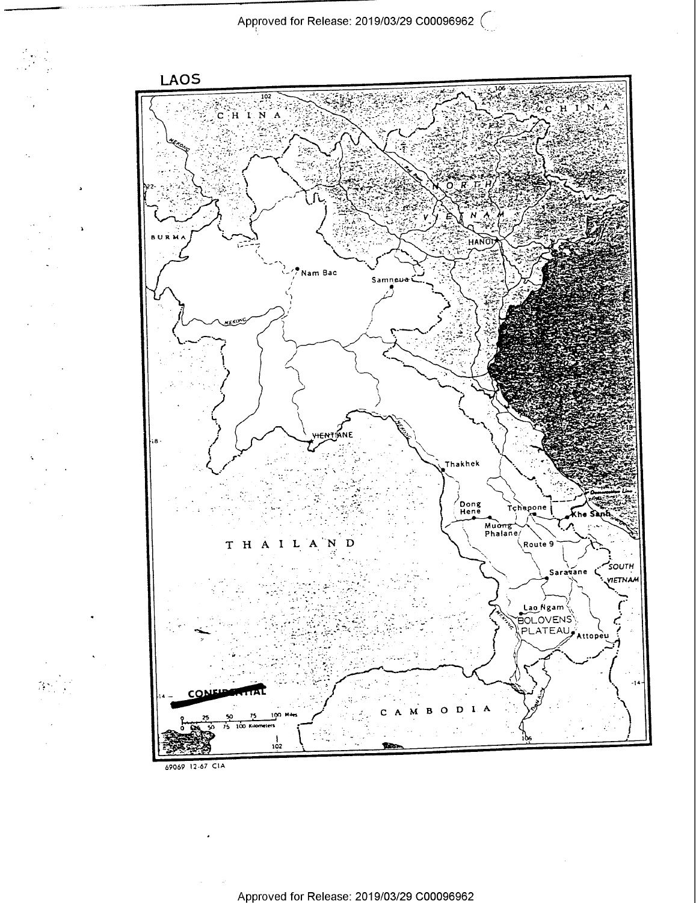LAOS

CHINA

CHINA

BURMA

NORTH VIETNAM

HANOI

Nam Bac

Samneua

MEKONG

VIENTIANE

Thakhek

Dong Hene

Tchepone

Khe Sanh

Muong Phalane

Route 9

THAILAND

Saravane

SOUTH VIETNAM

Lao Ngam

BOLOVENS PLATEAU

Attopeu

CAMBODIA

CONFIDENTIAL

0 25 50 75 100 Miles

0 25 50 75 100 Kilometers

102

106

22

18

14

69069 12-67 CIA